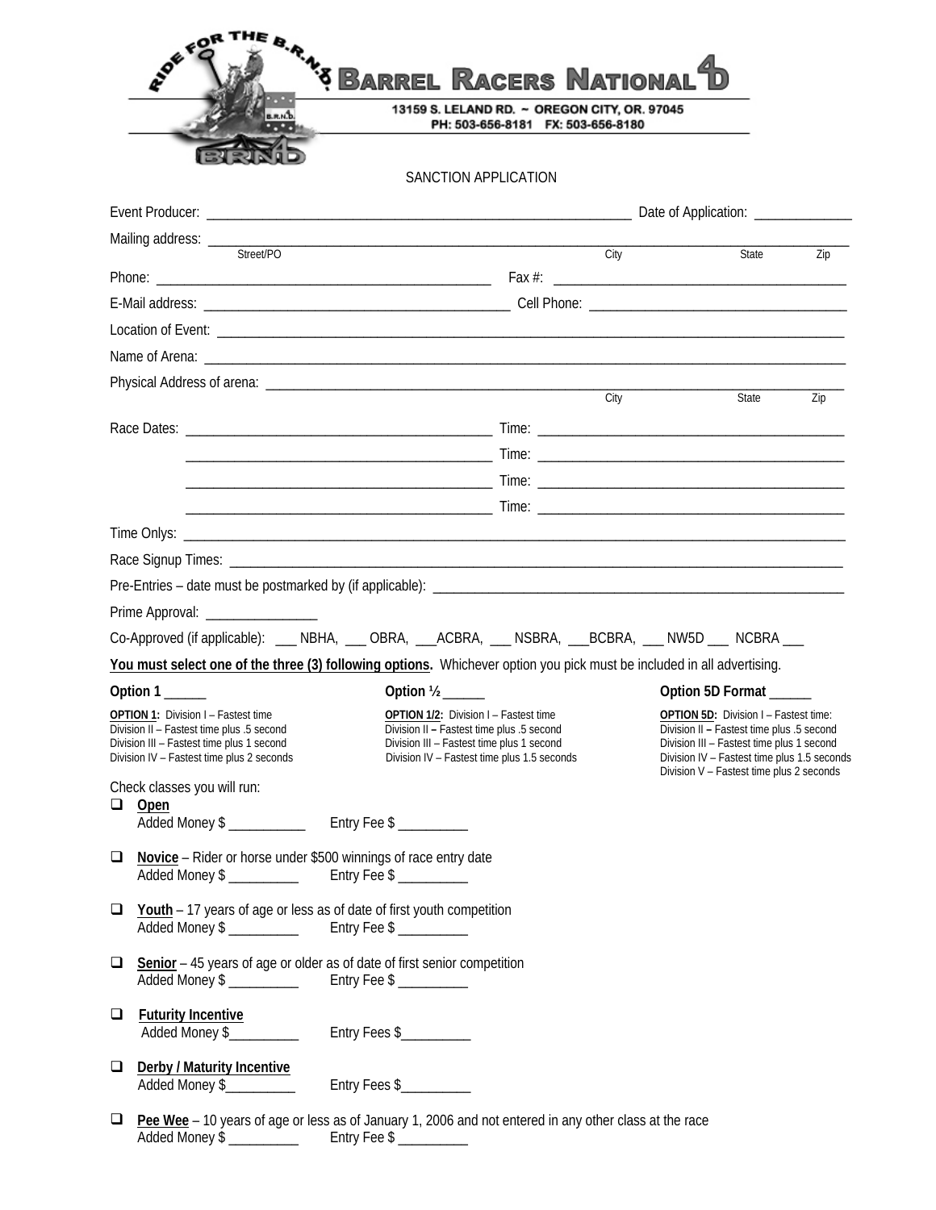# BARREL RACERS NATIONAL 4D

RIDE FOR THE B.R.N.4D

BRND

13159 S. LELAND RD. ~ OREGON CITY, OR. 97045
PH: 503-656-8181 FX: 503-656-8180

## SANCTION APPLICATION

Event Producer: ______________________________ Date of Application: ______________

Mailing address: ______________________________________________________________
Street/PO City State Zip

Phone: ______________________________ Fax #: ______________________________

E-Mail address: ______________________________ Cell Phone: ______________________________

Location of Event: ______________________________________________________________

Name of Arena: ______________________________________________________________

Physical Address of arena: ______________________________________________________________
City State Zip

Race Dates: ______________________________ Time: ______________________________

______________________________ Time: ______________________________

______________________________ Time: ______________________________

______________________________ Time: ______________________________

Time Onlys: ______________________________________________________________

Race Signup Times: ______________________________________________________________

Pre-Entries – date must be postmarked by (if applicable): ______________________________

Prime Approval: ________________

Co-Approved (if applicable): ___ NBHA, ___ OBRA, ___ACBRA, ___ NSBRA, ___BCBRA, ___ NW5D ___ NCBRA ___

**You must select one of the three (3) following options.** Whichever option you pick must be included in all advertising.

**Option 1** ______

**OPTION 1:** Division I – Fastest time
Division II – Fastest time plus .5 second
Division III – Fastest time plus 1 second
Division IV – Fastest time plus 2 seconds

**Option ½** ______

**OPTION 1/2:** Division I – Fastest time
Division II – Fastest time plus .5 second
Division III – Fastest time plus 1 second
Division IV – Fastest time plus 1.5 seconds

**Option 5D Format** ______

**OPTION 5D:** Division I – Fastest time:
Division II – Fastest time plus .5 second
Division III – Fastest time plus 1 second
Division IV – Fastest time plus 1.5 seconds
Division V – Fastest time plus 2 seconds

Check classes you will run:

- ❑ **Open**
  Added Money $ __________ Entry Fee $ _________

- ❑ **Novice** – Rider or horse under $500 winnings of race entry date
  Added Money $ _________ Entry Fee $ _________

- ❑ **Youth** – 17 years of age or less as of date of first youth competition
  Added Money $ _________ Entry Fee $ _________

- ❑ **Senior** – 45 years of age or older as of date of first senior competition
  Added Money $ _________ Entry Fee $ _________

- ❑ **Futurity Incentive**
  Added Money $_________ Entry Fees $_________

- ❑ **Derby / Maturity Incentive**
  Added Money $_________ Entry Fees $_________

- ❑ **Pee Wee** – 10 years of age or less as of January 1, 2006 and not entered in any other class at the race
  Added Money $ _________ Entry Fee $ _________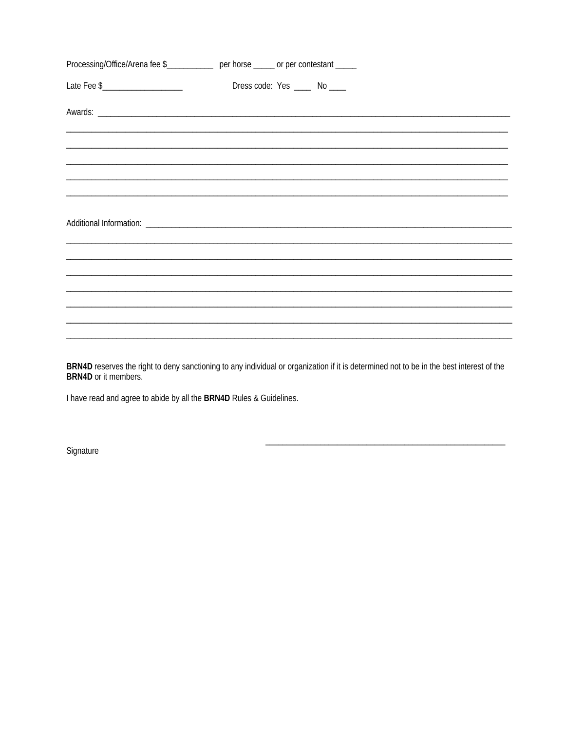Processing/Office/Arena fee $___________ per horse _____ or per contestant _____

Late Fee $___________________ Dress code: Yes ____ No ____

Awards: ____________________________________________________________________________________________

____________________________________________________________________________________________________

____________________________________________________________________________________________________

____________________________________________________________________________________________________

____________________________________________________________________________________________________

____________________________________________________________________________________________________

Additional Information: ______________________________________________________________________________

____________________________________________________________________________________________________

____________________________________________________________________________________________________

____________________________________________________________________________________________________

____________________________________________________________________________________________________

____________________________________________________________________________________________________

____________________________________________________________________________________________________

____________________________________________________________________________________________________

**BRN4D** reserves the right to deny sanctioning to any individual or organization if it is determined not to be in the best interest of the **BRN4D** or it members.

I have read and agree to abide by all the **BRN4D** Rules & Guidelines.

Signature ___________________________________________________________